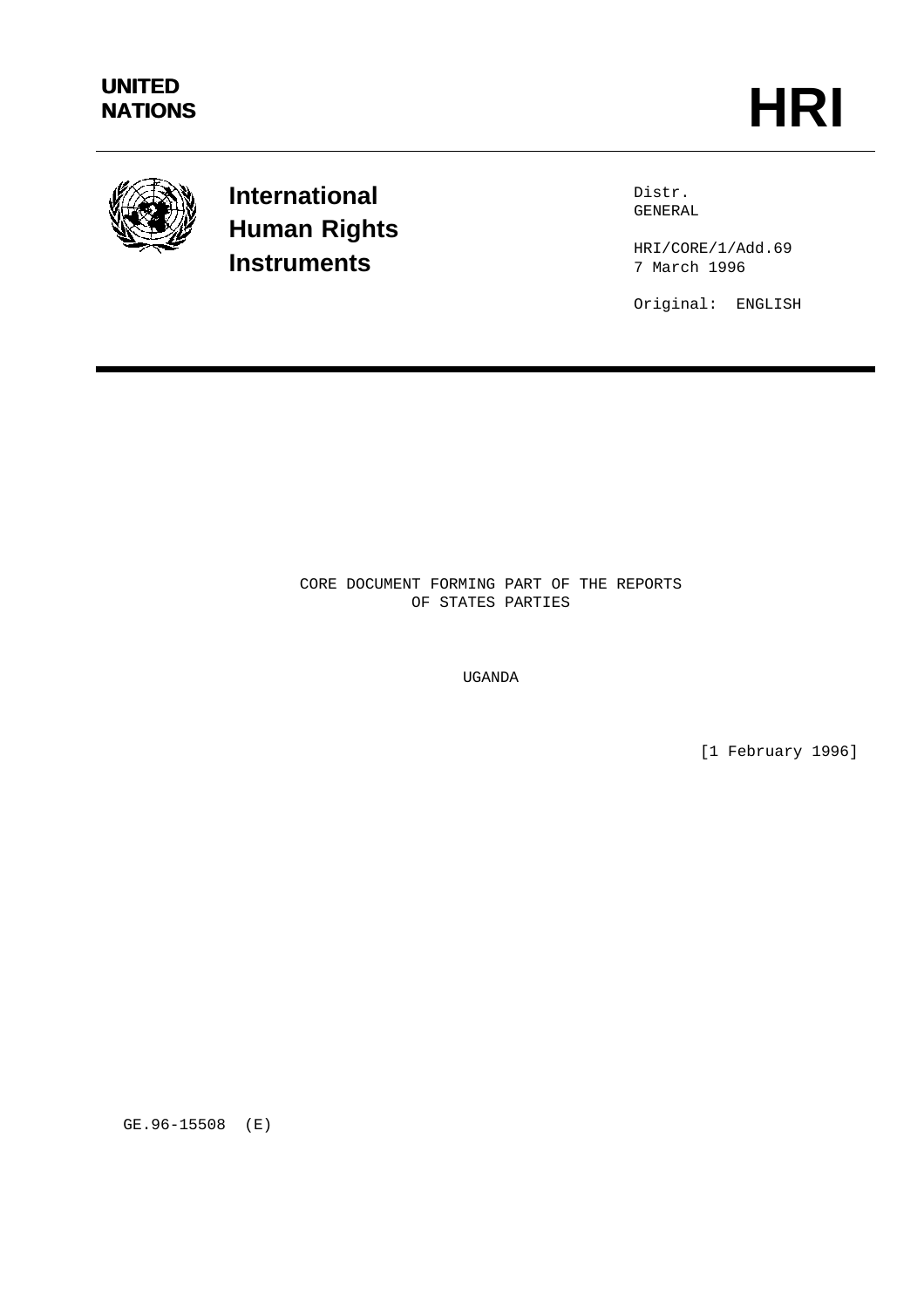UNITED NATIONS

# HRI

**International Human Rights Instruments**

Distr.
GENERAL

HRI/CORE/1/Add.69
7 March 1996

Original: ENGLISH

CORE DOCUMENT FORMING PART OF THE REPORTS
OF STATES PARTIES

UGANDA

[1 February 1996]

GE.96-15508 (E)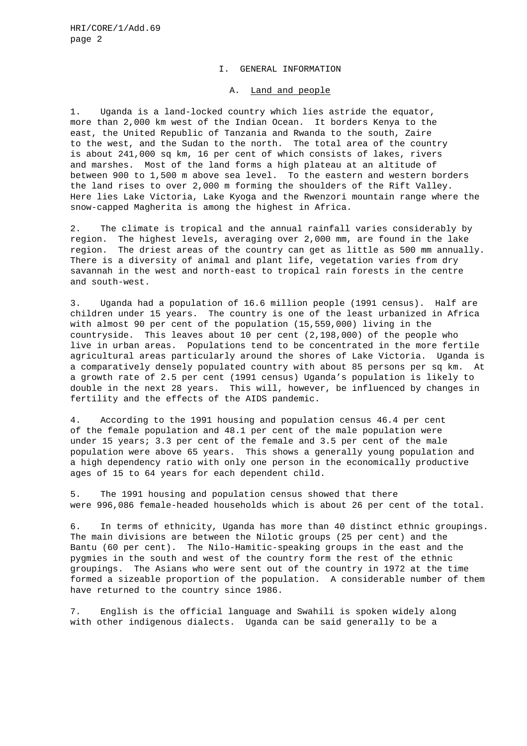# I. GENERAL INFORMATION

## A. Land and people

1. Uganda is a land-locked country which lies astride the equator, more than 2,000 km west of the Indian Ocean. It borders Kenya to the east, the United Republic of Tanzania and Rwanda to the south, Zaire to the west, and the Sudan to the north. The total area of the country is about 241,000 sq km, 16 per cent of which consists of lakes, rivers and marshes. Most of the land forms a high plateau at an altitude of between 900 to 1,500 m above sea level. To the eastern and western borders the land rises to over 2,000 m forming the shoulders of the Rift Valley. Here lies Lake Victoria, Lake Kyoga and the Rwenzori mountain range where the snow-capped Magherita is among the highest in Africa.

2. The climate is tropical and the annual rainfall varies considerably by region. The highest levels, averaging over 2,000 mm, are found in the lake region. The driest areas of the country can get as little as 500 mm annually. There is a diversity of animal and plant life, vegetation varies from dry savannah in the west and north-east to tropical rain forests in the centre and south-west.

3. Uganda had a population of 16.6 million people (1991 census). Half are children under 15 years. The country is one of the least urbanized in Africa with almost 90 per cent of the population (15,559,000) living in the countryside. This leaves about 10 per cent (2,198,000) of the people who live in urban areas. Populations tend to be concentrated in the more fertile agricultural areas particularly around the shores of Lake Victoria. Uganda is a comparatively densely populated country with about 85 persons per sq km. At a growth rate of 2.5 per cent (1991 census) Uganda's population is likely to double in the next 28 years. This will, however, be influenced by changes in fertility and the effects of the AIDS pandemic.

4. According to the 1991 housing and population census 46.4 per cent of the female population and 48.1 per cent of the male population were under 15 years; 3.3 per cent of the female and 3.5 per cent of the male population were above 65 years. This shows a generally young population and a high dependency ratio with only one person in the economically productive ages of 15 to 64 years for each dependent child.

5. The 1991 housing and population census showed that there were 996,086 female-headed households which is about 26 per cent of the total.

6. In terms of ethnicity, Uganda has more than 40 distinct ethnic groupings. The main divisions are between the Nilotic groups (25 per cent) and the Bantu (60 per cent). The Nilo-Hamitic-speaking groups in the east and the pygmies in the south and west of the country form the rest of the ethnic groupings. The Asians who were sent out of the country in 1972 at the time formed a sizeable proportion of the population. A considerable number of them have returned to the country since 1986.

7. English is the official language and Swahili is spoken widely along with other indigenous dialects. Uganda can be said generally to be a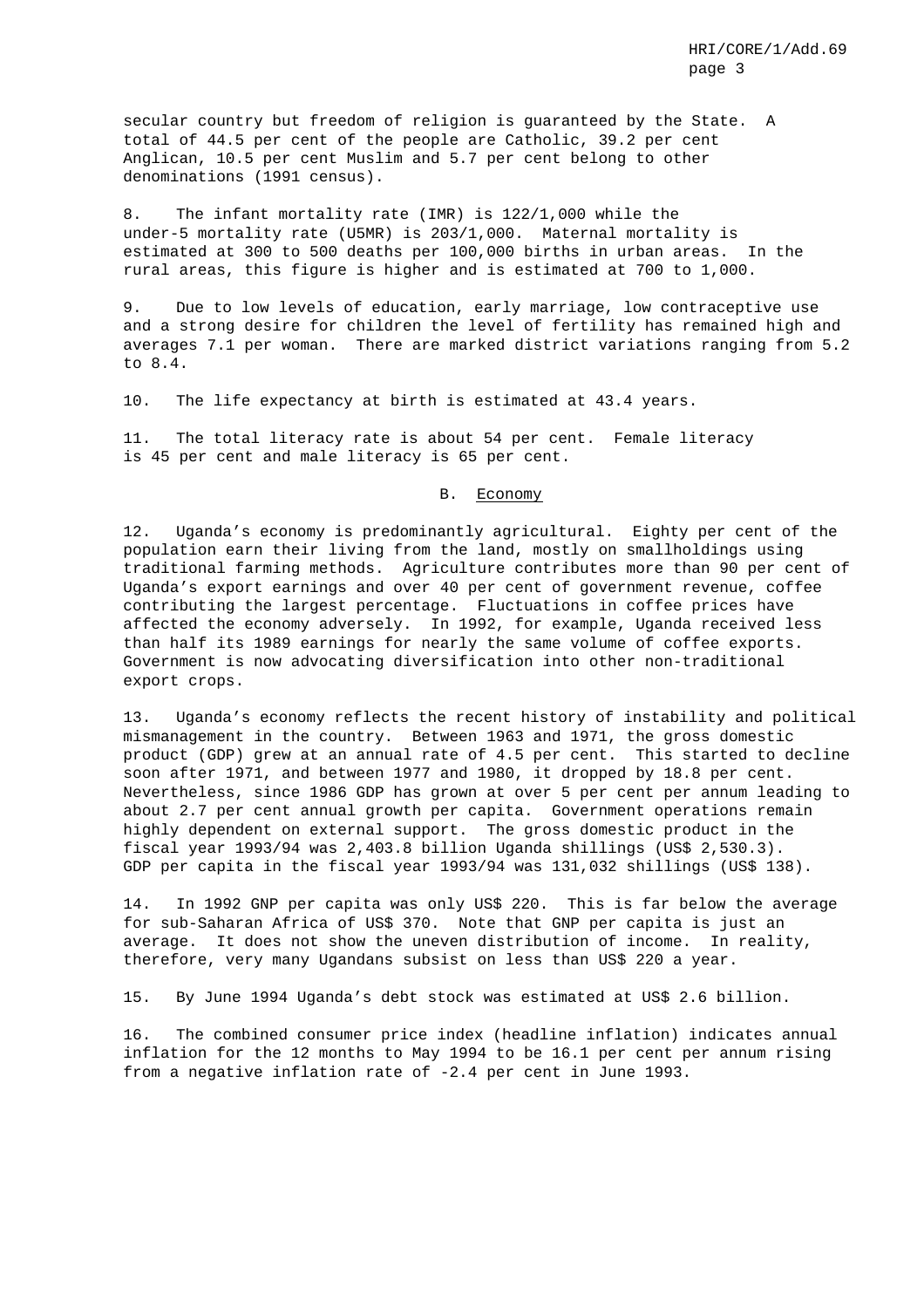secular country but freedom of religion is guaranteed by the State. A total of 44.5 per cent of the people are Catholic, 39.2 per cent Anglican, 10.5 per cent Muslim and 5.7 per cent belong to other denominations (1991 census).

8. The infant mortality rate (IMR) is 122/1,000 while the under-5 mortality rate (U5MR) is 203/1,000. Maternal mortality is estimated at 300 to 500 deaths per 100,000 births in urban areas. In the rural areas, this figure is higher and is estimated at 700 to 1,000.

9. Due to low levels of education, early marriage, low contraceptive use and a strong desire for children the level of fertility has remained high and averages 7.1 per woman. There are marked district variations ranging from 5.2 to 8.4.

10. The life expectancy at birth is estimated at 43.4 years.

11. The total literacy rate is about 54 per cent. Female literacy is 45 per cent and male literacy is 65 per cent.

## B. Economy

12. Uganda's economy is predominantly agricultural. Eighty per cent of the population earn their living from the land, mostly on smallholdings using traditional farming methods. Agriculture contributes more than 90 per cent of Uganda's export earnings and over 40 per cent of government revenue, coffee contributing the largest percentage. Fluctuations in coffee prices have affected the economy adversely. In 1992, for example, Uganda received less than half its 1989 earnings for nearly the same volume of coffee exports. Government is now advocating diversification into other non-traditional export crops.

13. Uganda's economy reflects the recent history of instability and political mismanagement in the country. Between 1963 and 1971, the gross domestic product (GDP) grew at an annual rate of 4.5 per cent. This started to decline soon after 1971, and between 1977 and 1980, it dropped by 18.8 per cent. Nevertheless, since 1986 GDP has grown at over 5 per cent per annum leading to about 2.7 per cent annual growth per capita. Government operations remain highly dependent on external support. The gross domestic product in the fiscal year 1993/94 was 2,403.8 billion Uganda shillings (US$ 2,530.3). GDP per capita in the fiscal year 1993/94 was 131,032 shillings (US$ 138).

14. In 1992 GNP per capita was only US$ 220. This is far below the average for sub-Saharan Africa of US$ 370. Note that GNP per capita is just an average. It does not show the uneven distribution of income. In reality, therefore, very many Ugandans subsist on less than US$ 220 a year.

15. By June 1994 Uganda's debt stock was estimated at US$ 2.6 billion.

16. The combined consumer price index (headline inflation) indicates annual inflation for the 12 months to May 1994 to be 16.1 per cent per annum rising from a negative inflation rate of -2.4 per cent in June 1993.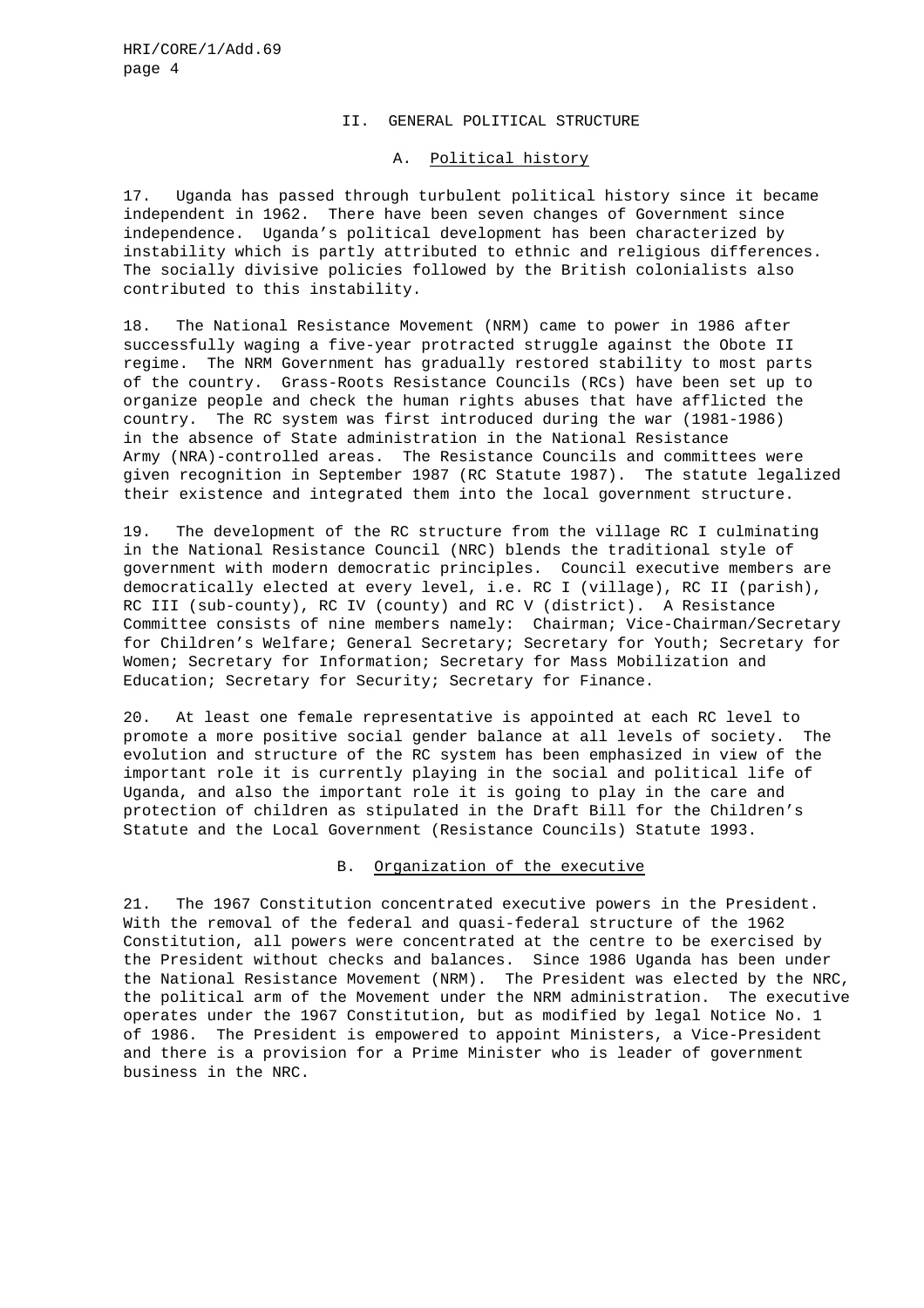## II. GENERAL POLITICAL STRUCTURE

### A. Political history

17. Uganda has passed through turbulent political history since it became independent in 1962. There have been seven changes of Government since independence. Uganda's political development has been characterized by instability which is partly attributed to ethnic and religious differences. The socially divisive policies followed by the British colonialists also contributed to this instability.

18. The National Resistance Movement (NRM) came to power in 1986 after successfully waging a five-year protracted struggle against the Obote II regime. The NRM Government has gradually restored stability to most parts of the country. Grass-Roots Resistance Councils (RCs) have been set up to organize people and check the human rights abuses that have afflicted the country. The RC system was first introduced during the war (1981-1986) in the absence of State administration in the National Resistance Army (NRA)-controlled areas. The Resistance Councils and committees were given recognition in September 1987 (RC Statute 1987). The statute legalized their existence and integrated them into the local government structure.

19. The development of the RC structure from the village RC I culminating in the National Resistance Council (NRC) blends the traditional style of government with modern democratic principles. Council executive members are democratically elected at every level, i.e. RC I (village), RC II (parish), RC III (sub-county), RC IV (county) and RC V (district). A Resistance Committee consists of nine members namely: Chairman; Vice-Chairman/Secretary for Children's Welfare; General Secretary; Secretary for Youth; Secretary for Women; Secretary for Information; Secretary for Mass Mobilization and Education; Secretary for Security; Secretary for Finance.

20. At least one female representative is appointed at each RC level to promote a more positive social gender balance at all levels of society. The evolution and structure of the RC system has been emphasized in view of the important role it is currently playing in the social and political life of Uganda, and also the important role it is going to play in the care and protection of children as stipulated in the Draft Bill for the Children's Statute and the Local Government (Resistance Councils) Statute 1993.

### B. Organization of the executive

21. The 1967 Constitution concentrated executive powers in the President. With the removal of the federal and quasi-federal structure of the 1962 Constitution, all powers were concentrated at the centre to be exercised by the President without checks and balances. Since 1986 Uganda has been under the National Resistance Movement (NRM). The President was elected by the NRC, the political arm of the Movement under the NRM administration. The executive operates under the 1967 Constitution, but as modified by legal Notice No. 1 of 1986. The President is empowered to appoint Ministers, a Vice-President and there is a provision for a Prime Minister who is leader of government business in the NRC.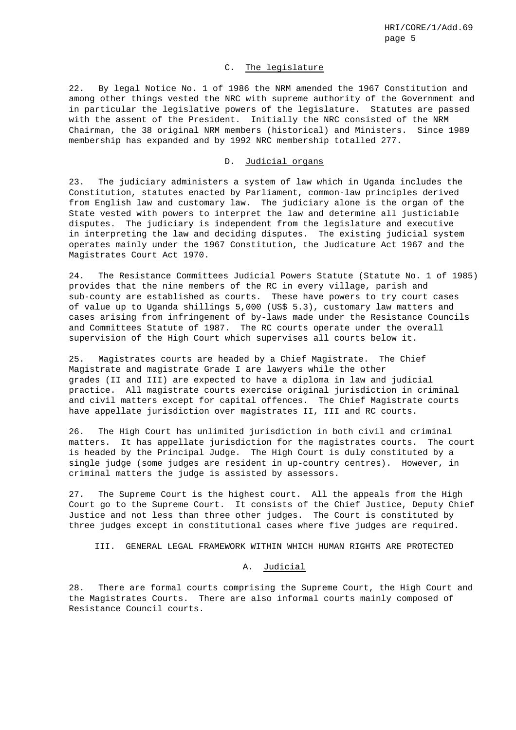### C. The legislature

22. By legal Notice No. 1 of 1986 the NRM amended the 1967 Constitution and among other things vested the NRC with supreme authority of the Government and in particular the legislative powers of the legislature. Statutes are passed with the assent of the President. Initially the NRC consisted of the NRM Chairman, the 38 original NRM members (historical) and Ministers. Since 1989 membership has expanded and by 1992 NRC membership totalled 277.

### D. Judicial organs

23. The judiciary administers a system of law which in Uganda includes the Constitution, statutes enacted by Parliament, common-law principles derived from English law and customary law. The judiciary alone is the organ of the State vested with powers to interpret the law and determine all justiciable disputes. The judiciary is independent from the legislature and executive in interpreting the law and deciding disputes. The existing judicial system operates mainly under the 1967 Constitution, the Judicature Act 1967 and the Magistrates Court Act 1970.

24. The Resistance Committees Judicial Powers Statute (Statute No. 1 of 1985) provides that the nine members of the RC in every village, parish and sub-county are established as courts. These have powers to try court cases of value up to Uganda shillings 5,000 (US$ 5.3), customary law matters and cases arising from infringement of by-laws made under the Resistance Councils and Committees Statute of 1987. The RC courts operate under the overall supervision of the High Court which supervises all courts below it.

25. Magistrates courts are headed by a Chief Magistrate. The Chief Magistrate and magistrate Grade I are lawyers while the other grades (II and III) are expected to have a diploma in law and judicial practice. All magistrate courts exercise original jurisdiction in criminal and civil matters except for capital offences. The Chief Magistrate courts have appellate jurisdiction over magistrates II, III and RC courts.

26. The High Court has unlimited jurisdiction in both civil and criminal matters. It has appellate jurisdiction for the magistrates courts. The court is headed by the Principal Judge. The High Court is duly constituted by a single judge (some judges are resident in up-country centres). However, in criminal matters the judge is assisted by assessors.

27. The Supreme Court is the highest court. All the appeals from the High Court go to the Supreme Court. It consists of the Chief Justice, Deputy Chief Justice and not less than three other judges. The Court is constituted by three judges except in constitutional cases where five judges are required.

## III. GENERAL LEGAL FRAMEWORK WITHIN WHICH HUMAN RIGHTS ARE PROTECTED

### A. Judicial

28. There are formal courts comprising the Supreme Court, the High Court and the Magistrates Courts. There are also informal courts mainly composed of Resistance Council courts.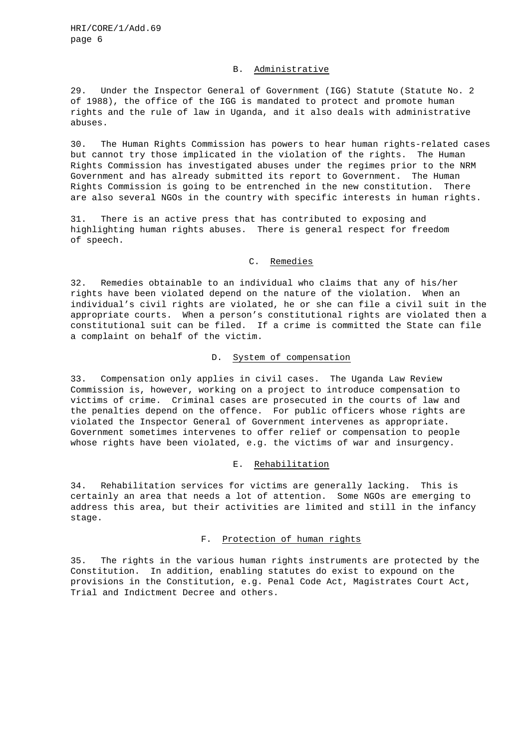## B. Administrative

29. Under the Inspector General of Government (IGG) Statute (Statute No. 2 of 1988), the office of the IGG is mandated to protect and promote human rights and the rule of law in Uganda, and it also deals with administrative abuses.

30. The Human Rights Commission has powers to hear human rights-related cases but cannot try those implicated in the violation of the rights. The Human Rights Commission has investigated abuses under the regimes prior to the NRM Government and has already submitted its report to Government. The Human Rights Commission is going to be entrenched in the new constitution. There are also several NGOs in the country with specific interests in human rights.

31. There is an active press that has contributed to exposing and highlighting human rights abuses. There is general respect for freedom of speech.

## C. Remedies

32. Remedies obtainable to an individual who claims that any of his/her rights have been violated depend on the nature of the violation. When an individual's civil rights are violated, he or she can file a civil suit in the appropriate courts. When a person's constitutional rights are violated then a constitutional suit can be filed. If a crime is committed the State can file a complaint on behalf of the victim.

## D. System of compensation

33. Compensation only applies in civil cases. The Uganda Law Review Commission is, however, working on a project to introduce compensation to victims of crime. Criminal cases are prosecuted in the courts of law and the penalties depend on the offence. For public officers whose rights are violated the Inspector General of Government intervenes as appropriate. Government sometimes intervenes to offer relief or compensation to people whose rights have been violated, e.g. the victims of war and insurgency.

## E. Rehabilitation

34. Rehabilitation services for victims are generally lacking. This is certainly an area that needs a lot of attention. Some NGOs are emerging to address this area, but their activities are limited and still in the infancy stage.

## F. Protection of human rights

35. The rights in the various human rights instruments are protected by the Constitution. In addition, enabling statutes do exist to expound on the provisions in the Constitution, e.g. Penal Code Act, Magistrates Court Act, Trial and Indictment Decree and others.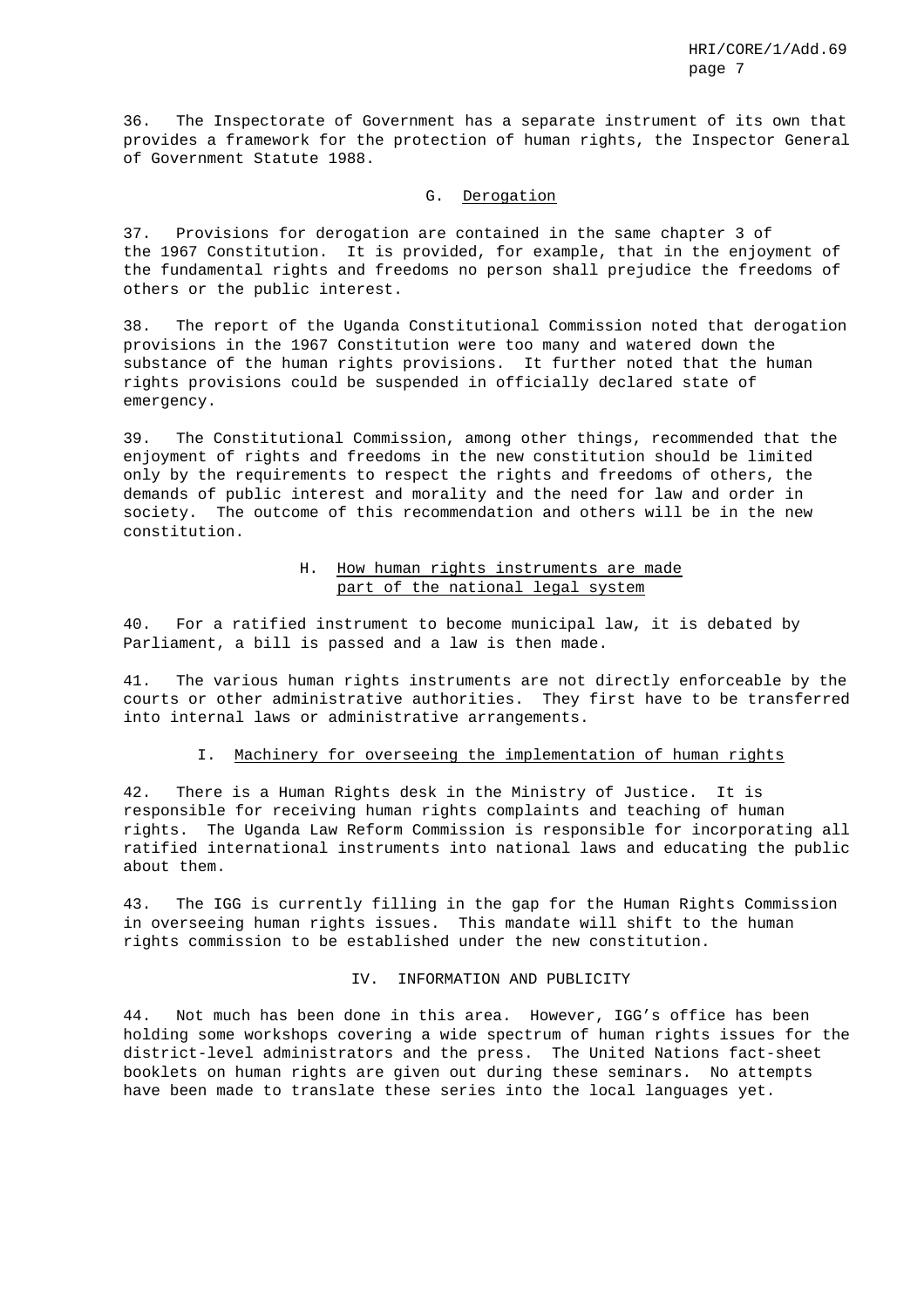36. The Inspectorate of Government has a separate instrument of its own that provides a framework for the protection of human rights, the Inspector General of Government Statute 1988.

### G. Derogation

37. Provisions for derogation are contained in the same chapter 3 of the 1967 Constitution. It is provided, for example, that in the enjoyment of the fundamental rights and freedoms no person shall prejudice the freedoms of others or the public interest.

38. The report of the Uganda Constitutional Commission noted that derogation provisions in the 1967 Constitution were too many and watered down the substance of the human rights provisions. It further noted that the human rights provisions could be suspended in officially declared state of emergency.

39. The Constitutional Commission, among other things, recommended that the enjoyment of rights and freedoms in the new constitution should be limited only by the requirements to respect the rights and freedoms of others, the demands of public interest and morality and the need for law and order in society. The outcome of this recommendation and others will be in the new constitution.

### H. How human rights instruments are made part of the national legal system

40. For a ratified instrument to become municipal law, it is debated by Parliament, a bill is passed and a law is then made.

41. The various human rights instruments are not directly enforceable by the courts or other administrative authorities. They first have to be transferred into internal laws or administrative arrangements.

### I. Machinery for overseeing the implementation of human rights

42. There is a Human Rights desk in the Ministry of Justice. It is responsible for receiving human rights complaints and teaching of human rights. The Uganda Law Reform Commission is responsible for incorporating all ratified international instruments into national laws and educating the public about them.

43. The IGG is currently filling in the gap for the Human Rights Commission in overseeing human rights issues. This mandate will shift to the human rights commission to be established under the new constitution.

## IV. INFORMATION AND PUBLICITY

44. Not much has been done in this area. However, IGG's office has been holding some workshops covering a wide spectrum of human rights issues for the district-level administrators and the press. The United Nations fact-sheet booklets on human rights are given out during these seminars. No attempts have been made to translate these series into the local languages yet.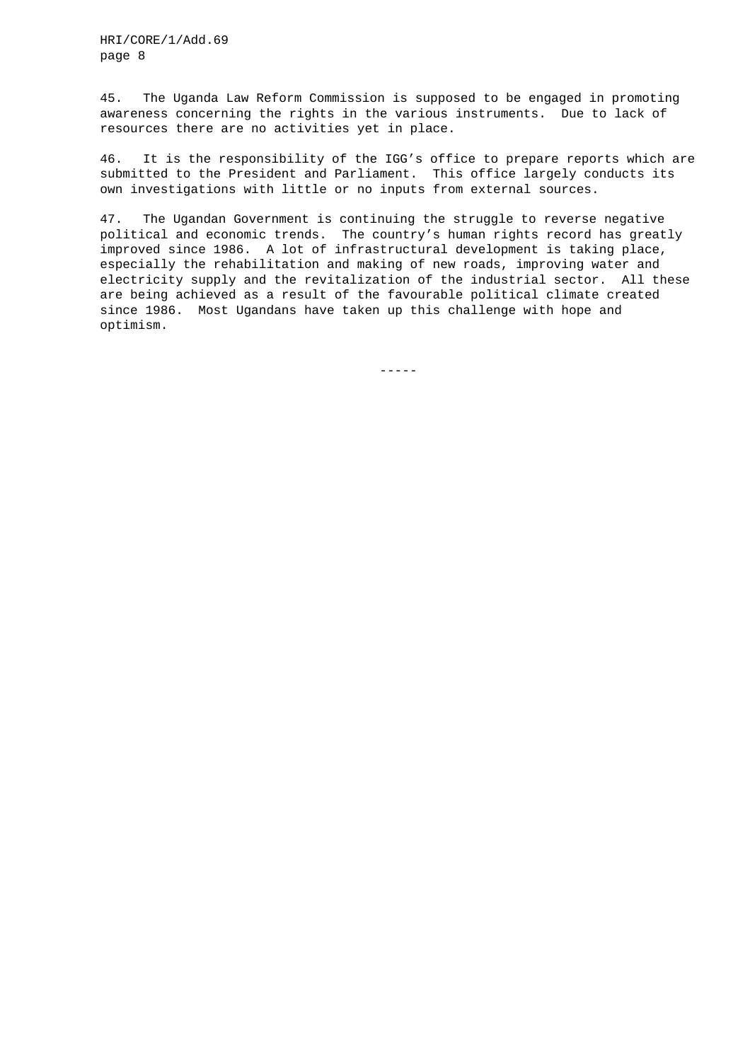45. The Uganda Law Reform Commission is supposed to be engaged in promoting awareness concerning the rights in the various instruments. Due to lack of resources there are no activities yet in place.

46. It is the responsibility of the IGG's office to prepare reports which are submitted to the President and Parliament. This office largely conducts its own investigations with little or no inputs from external sources.

47. The Ugandan Government is continuing the struggle to reverse negative political and economic trends. The country's human rights record has greatly improved since 1986. A lot of infrastructural development is taking place, especially the rehabilitation and making of new roads, improving water and electricity supply and the revitalization of the industrial sector. All these are being achieved as a result of the favourable political climate created since 1986. Most Ugandans have taken up this challenge with hope and optimism.

-----